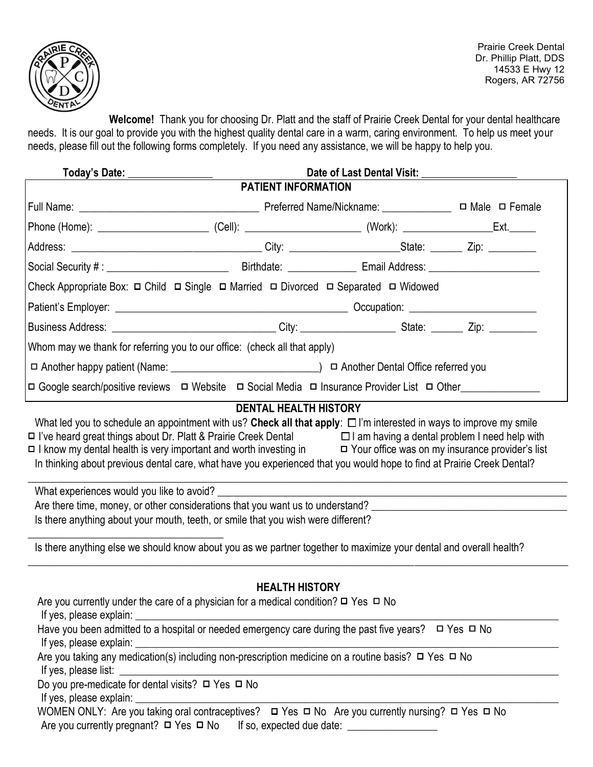Prairie Creek Dental
Dr. Phillip Platt, DDS
14533 E Hwy 12
Rogers, AR 72756

**Welcome!** Thank you for choosing Dr. Platt and the staff of Prairie Creek Dental for your dental healthcare needs. It is our goal to provide you with the highest quality dental care in a warm, caring environment. To help us meet your needs, please fill out the following forms completely. If you need any assistance, we will be happy to help you.

**Today's Date:** _______________ **Date of Last Dental Visit:** _________________

## PATIENT INFORMATION

Full Name: ________________________________ Preferred Name/Nickname: ____________ ◻ Male ◻ Female

Phone (Home): ____________________ (Cell): _____________________ (Work): ________________Ext._____

Address: __________________________________ City: ____________________State: ______ Zip: _________

Social Security # : _______________________ Birthdate: _____________ Email Address: _____________________

Check Appropriate Box: ◻ Child ◻ Single ◻ Married ◻ Divorced ◻ Separated ◻ Widowed

Patient's Employer: ___________________________________________ Occupation: _______________________

Business Address: ______________________________ City: _________________ State: ______ Zip: _________

Whom may we thank for referring you to our office: (check all that apply)

◻ Another happy patient (Name: ___________________________) ◻ Another Dental Office referred you

◻ Google search/positive reviews ◻ Website ◻ Social Media ◻ Insurance Provider List ◻ Other______________

## DENTAL HEALTH HISTORY

What led you to schedule an appointment with us? **Check all that apply**: ◻ I'm interested in ways to improve my smile

◻ I've heard great things about Dr. Platt & Prairie Creek Dental ◻ I am having a dental problem I need help with

◻ I know my dental health is very important and worth investing in ◻ Your office was on my insurance provider's list

In thinking about previous dental care, what have you experienced that you would hope to find at Prairie Creek Dental?

_____________________________________________________________________________________________

What experiences would you like to avoid? _________________________________________________________

Are there time, money, or other considerations that you want us to understand? _____________________________

Is there anything about your mouth, teeth, or smile that you wish were different?

_____________________________________

Is there anything else we should know about you as we partner together to maximize your dental and overall health?

_____________________________________________________________________________________________

## HEALTH HISTORY

Are you currently under the care of a physician for a medical condition? ◻ Yes ◻ No

If yes, please explain: ___________________________________________________________________________

Have you been admitted to a hospital or needed emergency care during the past five years? ◻ Yes ◻ No

If yes, please explain: ___________________________________________________________________________

Are you taking any medication(s) including non-prescription medicine on a routine basis? ◻ Yes ◻ No

If yes, please list: ______________________________________________________________________________

Do you pre-medicate for dental visits? ◻ Yes ◻ No

If yes, please explain: ___________________________________________________________________________

WOMEN ONLY: Are you taking oral contraceptives? ◻ Yes ◻ No Are you currently nursing? ◻ Yes ◻ No

Are you currently pregnant? ◻ Yes ◻ No If so, expected due date: ________________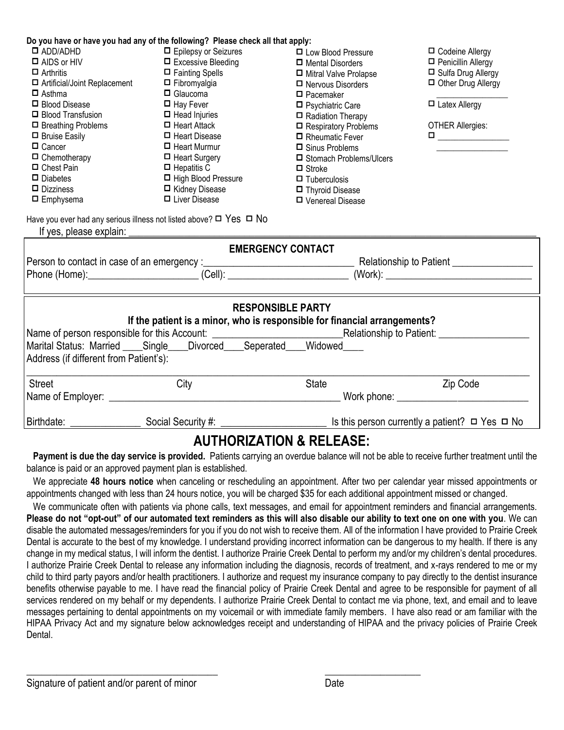**Do you have or have you had any of the following? Please check all that apply:**

- ☐ ADD/ADHD
- ☐ AIDS or HIV
- ☐ Arthritis
- ☐ Artificial/Joint Replacement
- ☐ Asthma
- ☐ Blood Disease
- ☐ Blood Transfusion
- ☐ Breathing Problems
- ☐ Bruise Easily
- ☐ Cancer
- ☐ Chemotherapy
- ☐ Chest Pain
- ☐ Diabetes
- ☐ Dizziness
- ☐ Emphysema
- ☐ Epilepsy or Seizures
- ☐ Excessive Bleeding
- ☐ Fainting Spells
- ☐ Fibromyalgia
- ☐ Glaucoma
- ☐ Hay Fever
- ☐ Head Injuries
- ☐ Heart Attack
- ☐ Heart Disease
- ☐ Heart Murmur
- ☐ Heart Surgery
- ☐ Hepatitis C
- ☐ High Blood Pressure
- ☐ Kidney Disease
- ☐ Liver Disease
- ☐ Low Blood Pressure
- ☐ Mental Disorders
- ☐ Mitral Valve Prolapse
- ☐ Nervous Disorders
- ☐ Pacemaker
- ☐ Psychiatric Care
- ☐ Radiation Therapy
- ☐ Respiratory Problems
- ☐ Rheumatic Fever
- ☐ Sinus Problems
- ☐ Stomach Problems/Ulcers
- ☐ Stroke
- ☐ Tuberculosis
- ☐ Thyroid Disease
- ☐ Venereal Disease
- ☐ Codeine Allergy
- ☐ Penicillin Allergy
- ☐ Sulfa Drug Allergy
- ☐ Other Drug Allergy ________________
- ☐ Latex Allergy

OTHER Allergies:
☐ ________________
________________

Have you ever had any serious illness not listed above? ☐ Yes ☐ No
If yes, please explain: ______________________________________________

**EMERGENCY CONTACT**

Person to contact in case of an emergency :____________________________ Relationship to Patient _______________
Phone (Home):_____________________ (Cell): ________________________ (Work): ____________________________

**RESPONSIBLE PARTY**

**If the patient is a minor, who is responsible for financial arrangements?**

Name of person responsible for this Account: _________________________Relationship to Patient: _________________
Marital Status: Married ____Single____Divorced____Seperated____Widowed____
Address (if different from Patient's):

______________________________________________________________________________
Street City State Zip Code

Name of Employer: ______________________________________________ Work phone: ___________________________

Birthdate: ______________ Social Security #: _____________________ Is this person currently a patient? ☐ Yes ☐ No

## AUTHORIZATION & RELEASE:

**Payment is due the day service is provided.** Patients carrying an overdue balance will not be able to receive further treatment until the balance is paid or an approved payment plan is established.

We appreciate **48 hours notice** when canceling or rescheduling an appointment. After two per calendar year missed appointments or appointments changed with less than 24 hours notice, you will be charged $35 for each additional appointment missed or changed.

We communicate often with patients via phone calls, text messages, and email for appointment reminders and financial arrangements. **Please do not "opt-out" of our automated text reminders as this will also disable our ability to text one on one with you**. We can disable the automated messages/reminders for you if you do not wish to receive them. All of the information I have provided to Prairie Creek Dental is accurate to the best of my knowledge. I understand providing incorrect information can be dangerous to my health. If there is any change in my medical status, I will inform the dentist. I authorize Prairie Creek Dental to perform my and/or my children's dental procedures. I authorize Prairie Creek Dental to release any information including the diagnosis, records of treatment, and x-rays rendered to me or my child to third party payors and/or health practitioners. I authorize and request my insurance company to pay directly to the dentist insurance benefits otherwise payable to me. I have read the financial policy of Prairie Creek Dental and agree to be responsible for payment of all services rendered on my behalf or my dependents. I authorize Prairie Creek Dental to contact me via phone, text, and email and to leave messages pertaining to dental appointments on my voicemail or with immediate family members. I have also read or am familiar with the HIPAA Privacy Act and my signature below acknowledges receipt and understanding of HIPAA and the privacy policies of Prairie Creek Dental.

____________________________________ ___________________
Signature of patient and/or parent of minor Date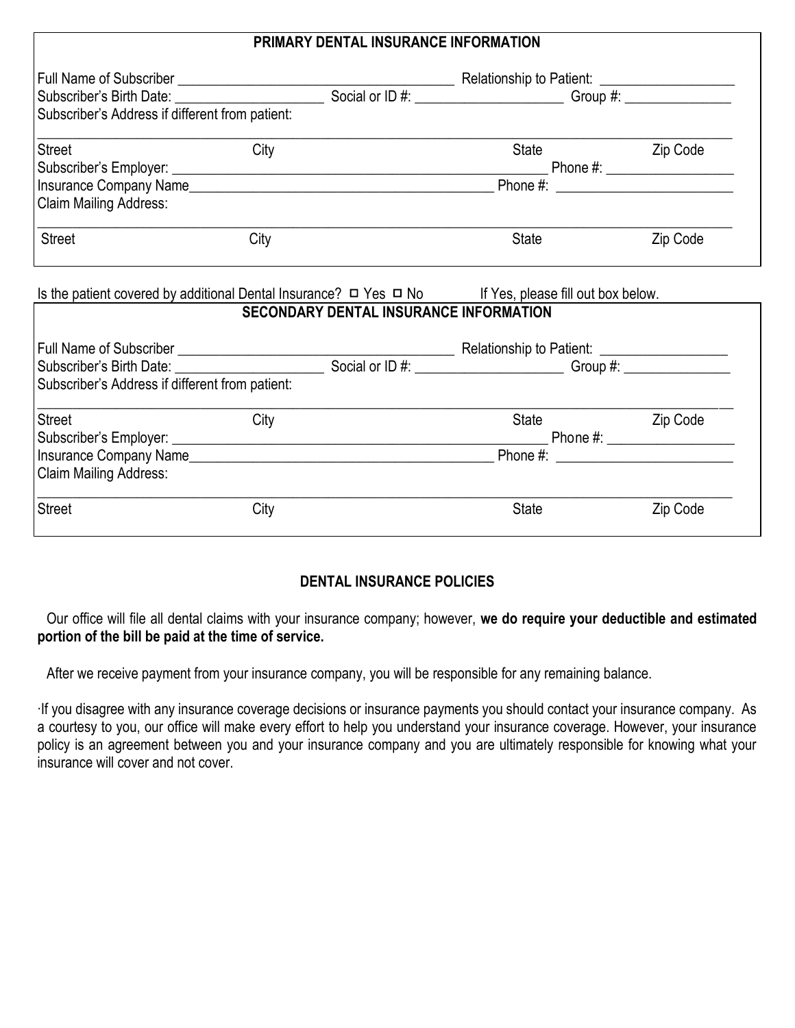## PRIMARY DENTAL INSURANCE INFORMATION

Full Name of Subscriber ______________________________ Relationship to Patient: ________________

Subscriber's Birth Date: ________________ Social or ID #: ________________ Group #: ____________

Subscriber's Address if different from patient:

_____________________________________________________________________________

Street City State Zip Code

Subscriber's Employer: ______________________________________________ Phone #: ________________

Insurance Company Name______________________________________ Phone #: ____________________

Claim Mailing Address:

_____________________________________________________________________________

Street City State Zip Code

Is the patient covered by additional Dental Insurance? ◻ Yes ◻ No If Yes, please fill out box below.

## SECONDARY DENTAL INSURANCE INFORMATION

Full Name of Subscriber ______________________________ Relationship to Patient: ________________

Subscriber's Birth Date: ________________ Social or ID #: ________________ Group #: ____________

Subscriber's Address if different from patient:

_____________________________________________________________________________

Street City State Zip Code

Subscriber's Employer: ______________________________________________ Phone #: ________________

Insurance Company Name______________________________________ Phone #: ____________________

Claim Mailing Address:

_____________________________________________________________________________

Street City State Zip Code

## DENTAL INSURANCE POLICIES

Our office will file all dental claims with your insurance company; however, **we do require your deductible and estimated portion of the bill be paid at the time of service.**

After we receive payment from your insurance company, you will be responsible for any remaining balance.

·If you disagree with any insurance coverage decisions or insurance payments you should contact your insurance company. As a courtesy to you, our office will make every effort to help you understand your insurance coverage. However, your insurance policy is an agreement between you and your insurance company and you are ultimately responsible for knowing what your insurance will cover and not cover.